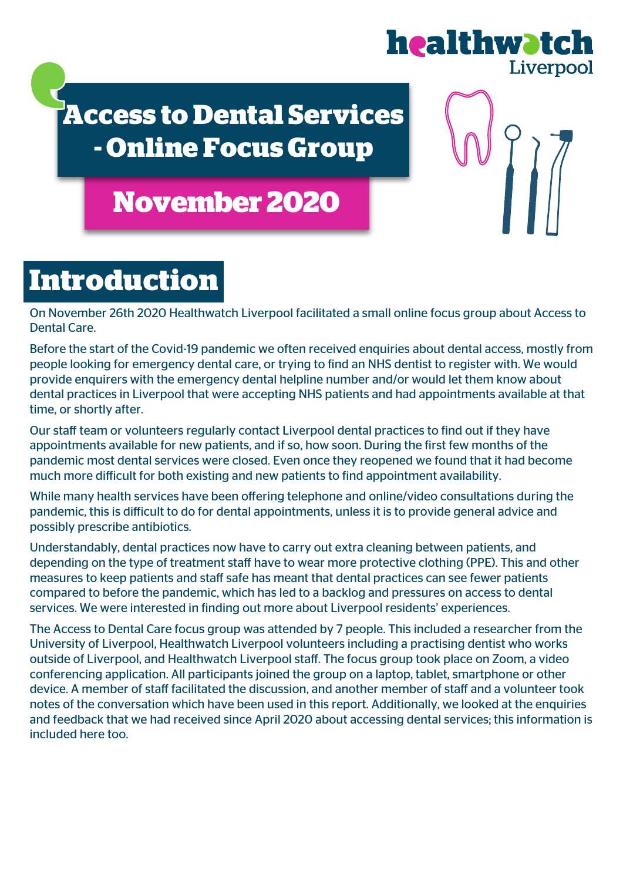# Access to Dental Services - Online Focus Group

## November 2020

## Introduction

On November 26th 2020 Healthwatch Liverpool facilitated a small online focus group about Access to Dental Care.

Before the start of the Covid-19 pandemic we often received enquiries about dental access, mostly from people looking for emergency dental care, or trying to find an NHS dentist to register with. We would provide enquirers with the emergency dental helpline number and/or would let them know about dental practices in Liverpool that were accepting NHS patients and had appointments available at that time, or shortly after.

Our staff team or volunteers regularly contact Liverpool dental practices to find out if they have appointments available for new patients, and if so, how soon. During the first few months of the pandemic most dental services were closed. Even once they reopened we found that it had become much more difficult for both existing and new patients to find appointment availability.

While many health services have been offering telephone and online/video consultations during the pandemic, this is difficult to do for dental appointments, unless it is to provide general advice and possibly prescribe antibiotics.

Understandably, dental practices now have to carry out extra cleaning between patients, and depending on the type of treatment staff have to wear more protective clothing (PPE). This and other measures to keep patients and staff safe has meant that dental practices can see fewer patients compared to before the pandemic, which has led to a backlog and pressures on access to dental services. We were interested in finding out more about Liverpool residents' experiences.

The Access to Dental Care focus group was attended by 7 people. This included a researcher from the University of Liverpool, Healthwatch Liverpool volunteers including a practising dentist who works outside of Liverpool, and Healthwatch Liverpool staff. The focus group took place on Zoom, a video conferencing application. All participants joined the group on a laptop, tablet, smartphone or other device. A member of staff facilitated the discussion, and another member of staff and a volunteer took notes of the conversation which have been used in this report. Additionally, we looked at the enquiries and feedback that we had received since April 2020 about accessing dental services; this information is included here too.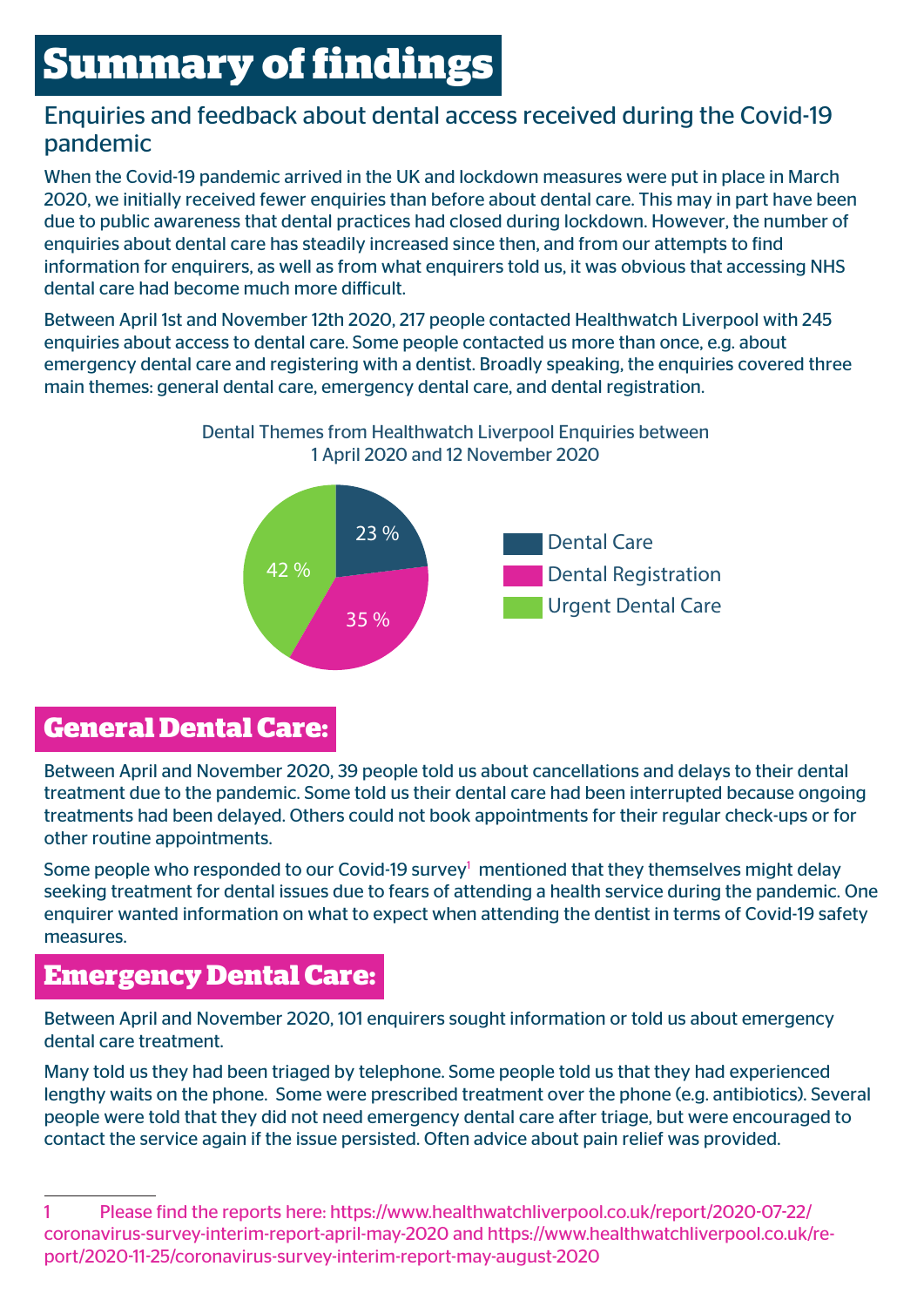# Summary of findings

## Enquiries and feedback about dental access received during the Covid-19 pandemic

When the Covid-19 pandemic arrived in the UK and lockdown measures were put in place in March 2020, we initially received fewer enquiries than before about dental care. This may in part have been due to public awareness that dental practices had closed during lockdown. However, the number of enquiries about dental care has steadily increased since then, and from our attempts to find information for enquirers, as well as from what enquirers told us, it was obvious that accessing NHS dental care had become much more difficult.

Between April 1st and November 12th 2020, 217 people contacted Healthwatch Liverpool with 245 enquiries about access to dental care. Some people contacted us more than once, e.g. about emergency dental care and registering with a dentist. Broadly speaking, the enquiries covered three main themes: general dental care, emergency dental care, and dental registration.

Dental Themes from Healthwatch Liverpool Enquiries between 1 April 2020 and 12 November 2020

| Theme | Percentage |
|---|---|
| Dental Care | 23 % |
| Dental Registration | 35 % |
| Urgent Dental Care | 42 % |

## General Dental Care:

Between April and November 2020, 39 people told us about cancellations and delays to their dental treatment due to the pandemic. Some told us their dental care had been interrupted because ongoing treatments had been delayed. Others could not book appointments for their regular check-ups or for other routine appointments.

Some people who responded to our Covid-19 survey[1] mentioned that they themselves might delay seeking treatment for dental issues due to fears of attending a health service during the pandemic. One enquirer wanted information on what to expect when attending the dentist in terms of Covid-19 safety measures.

## Emergency Dental Care:

Between April and November 2020, 101 enquirers sought information or told us about emergency dental care treatment.

Many told us they had been triaged by telephone. Some people told us that they had experienced lengthy waits on the phone. Some were prescribed treatment over the phone (e.g. antibiotics). Several people were told that they did not need emergency dental care after triage, but were encouraged to contact the service again if the issue persisted. Often advice about pain relief was provided.

---

1 Please find the reports here: https://www.healthwatchliverpool.co.uk/report/2020-07-22/coronavirus-survey-interim-report-april-may-2020 and https://www.healthwatchliverpool.co.uk/report/2020-11-25/coronavirus-survey-interim-report-may-august-2020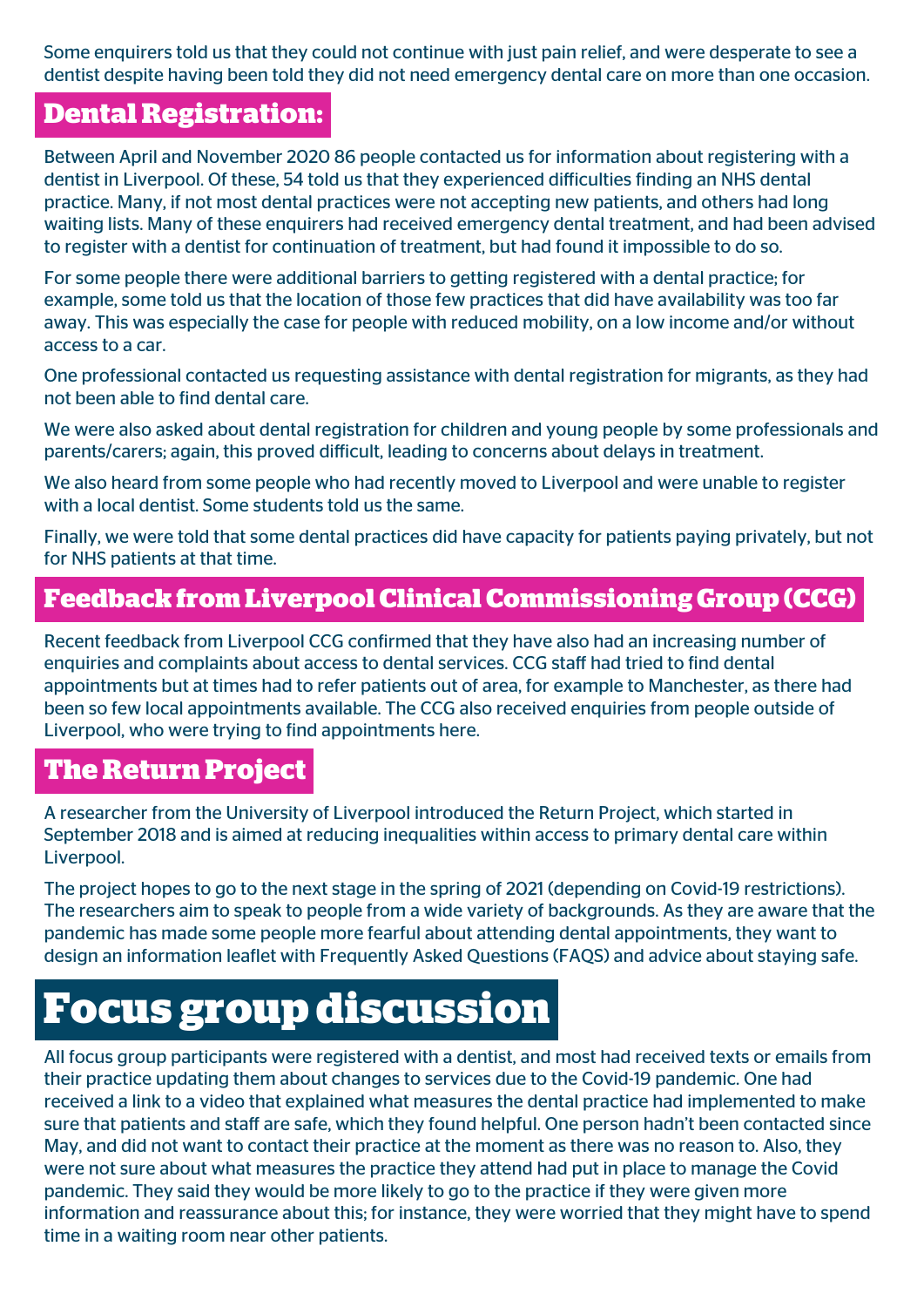Some enquirers told us that they could not continue with just pain relief, and were desperate to see a dentist despite having been told they did not need emergency dental care on more than one occasion.

## Dental Registration:

Between April and November 2020 86 people contacted us for information about registering with a dentist in Liverpool. Of these, 54 told us that they experienced difficulties finding an NHS dental practice. Many, if not most dental practices were not accepting new patients, and others had long waiting lists. Many of these enquirers had received emergency dental treatment, and had been advised to register with a dentist for continuation of treatment, but had found it impossible to do so.

For some people there were additional barriers to getting registered with a dental practice; for example, some told us that the location of those few practices that did have availability was too far away. This was especially the case for people with reduced mobility, on a low income and/or without access to a car.

One professional contacted us requesting assistance with dental registration for migrants, as they had not been able to find dental care.

We were also asked about dental registration for children and young people by some professionals and parents/carers; again, this proved difficult, leading to concerns about delays in treatment.

We also heard from some people who had recently moved to Liverpool and were unable to register with a local dentist. Some students told us the same.

Finally, we were told that some dental practices did have capacity for patients paying privately, but not for NHS patients at that time.

## Feedback from Liverpool Clinical Commissioning Group (CCG)

Recent feedback from Liverpool CCG confirmed that they have also had an increasing number of enquiries and complaints about access to dental services. CCG staff had tried to find dental appointments but at times had to refer patients out of area, for example to Manchester, as there had been so few local appointments available. The CCG also received enquiries from people outside of Liverpool, who were trying to find appointments here.

## The Return Project

A researcher from the University of Liverpool introduced the Return Project, which started in September 2018 and is aimed at reducing inequalities within access to primary dental care within Liverpool.

The project hopes to go to the next stage in the spring of 2021 (depending on Covid-19 restrictions). The researchers aim to speak to people from a wide variety of backgrounds. As they are aware that the pandemic has made some people more fearful about attending dental appointments, they want to design an information leaflet with Frequently Asked Questions (FAQS) and advice about staying safe.

# Focus group discussion

All focus group participants were registered with a dentist, and most had received texts or emails from their practice updating them about changes to services due to the Covid-19 pandemic. One had received a link to a video that explained what measures the dental practice had implemented to make sure that patients and staff are safe, which they found helpful. One person hadn't been contacted since May, and did not want to contact their practice at the moment as there was no reason to. Also, they were not sure about what measures the practice they attend had put in place to manage the Covid pandemic. They said they would be more likely to go to the practice if they were given more information and reassurance about this; for instance, they were worried that they might have to spend time in a waiting room near other patients.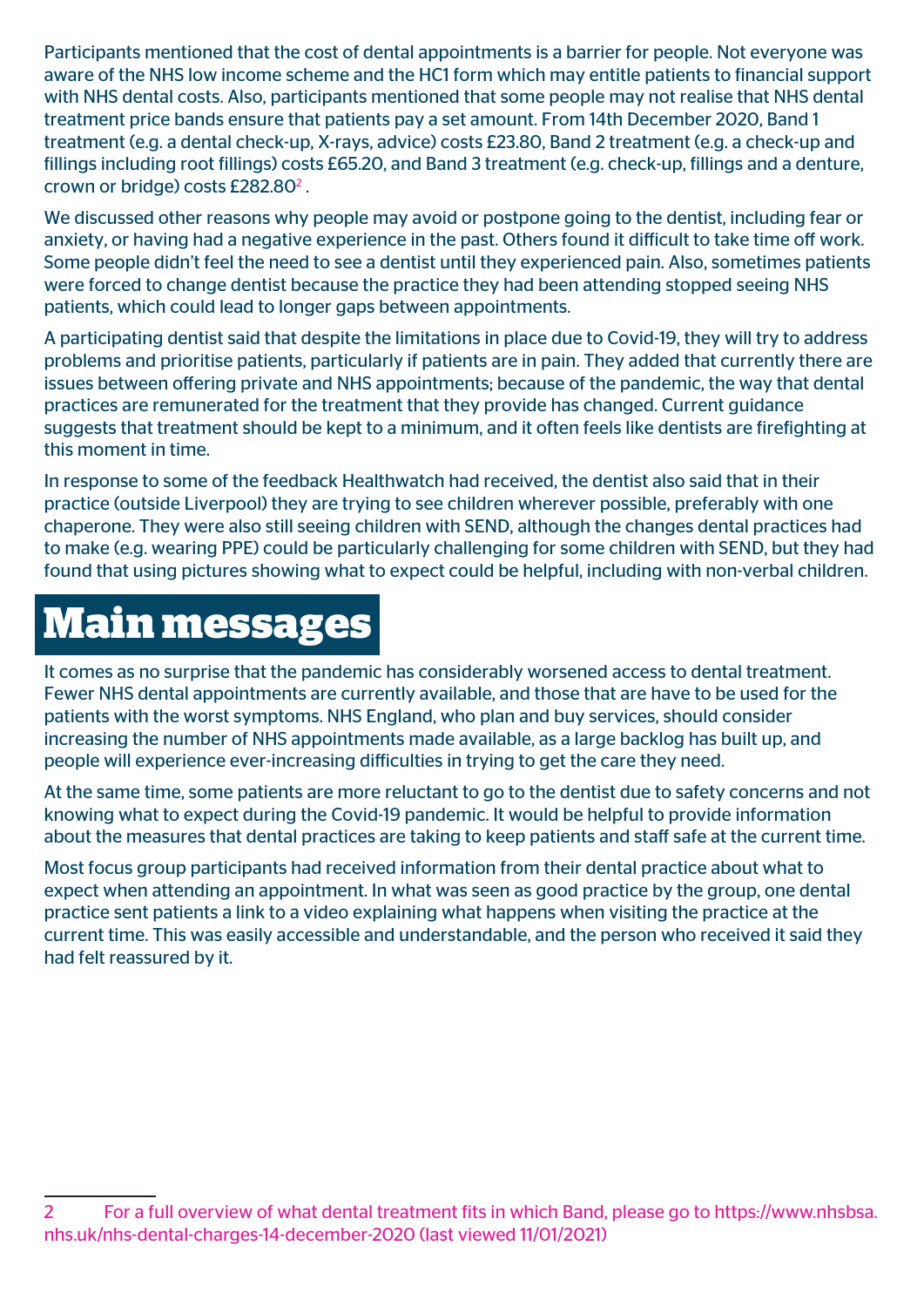Participants mentioned that the cost of dental appointments is a barrier for people. Not everyone was aware of the NHS low income scheme and the HC1 form which may entitle patients to financial support with NHS dental costs. Also, participants mentioned that some people may not realise that NHS dental treatment price bands ensure that patients pay a set amount. From 14th December 2020, Band 1 treatment (e.g. a dental check-up, X-rays, advice) costs £23.80, Band 2 treatment (e.g. a check-up and fillings including root fillings) costs £65.20, and Band 3 treatment (e.g. check-up, fillings and a denture, crown or bridge) costs £282.80[2] .

We discussed other reasons why people may avoid or postpone going to the dentist, including fear or anxiety, or having had a negative experience in the past. Others found it difficult to take time off work. Some people didn't feel the need to see a dentist until they experienced pain. Also, sometimes patients were forced to change dentist because the practice they had been attending stopped seeing NHS patients, which could lead to longer gaps between appointments.

A participating dentist said that despite the limitations in place due to Covid-19, they will try to address problems and prioritise patients, particularly if patients are in pain. They added that currently there are issues between offering private and NHS appointments; because of the pandemic, the way that dental practices are remunerated for the treatment that they provide has changed. Current guidance suggests that treatment should be kept to a minimum, and it often feels like dentists are firefighting at this moment in time.

In response to some of the feedback Healthwatch had received, the dentist also said that in their practice (outside Liverpool) they are trying to see children wherever possible, preferably with one chaperone. They were also still seeing children with SEND, although the changes dental practices had to make (e.g. wearing PPE) could be particularly challenging for some children with SEND, but they had found that using pictures showing what to expect could be helpful, including with non-verbal children.

# Main messages

It comes as no surprise that the pandemic has considerably worsened access to dental treatment. Fewer NHS dental appointments are currently available, and those that are have to be used for the patients with the worst symptoms. NHS England, who plan and buy services, should consider increasing the number of NHS appointments made available, as a large backlog has built up, and people will experience ever-increasing difficulties in trying to get the care they need.

At the same time, some patients are more reluctant to go to the dentist due to safety concerns and not knowing what to expect during the Covid-19 pandemic. It would be helpful to provide information about the measures that dental practices are taking to keep patients and staff safe at the current time.

Most focus group participants had received information from their dental practice about what to expect when attending an appointment. In what was seen as good practice by the group, one dental practice sent patients a link to a video explaining what happens when visiting the practice at the current time. This was easily accessible and understandable, and the person who received it said they had felt reassured by it.

---

2 For a full overview of what dental treatment fits in which Band, please go to https://www.nhsbsa.nhs.uk/nhs-dental-charges-14-december-2020 (last viewed 11/01/2021)